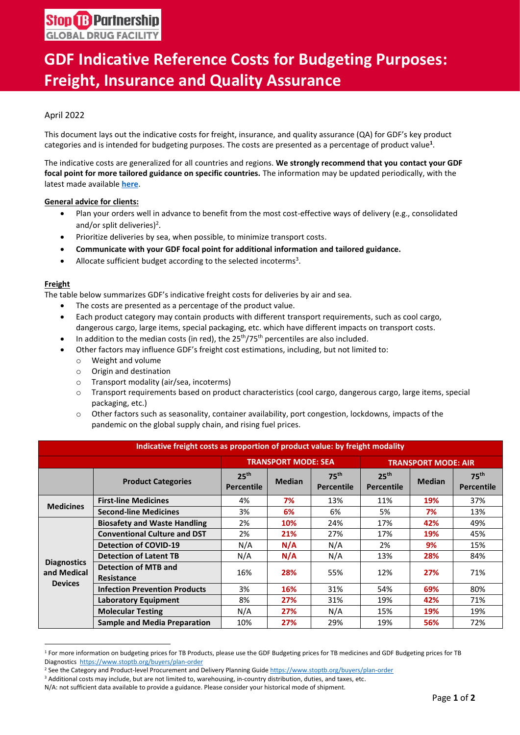Stop TB Partnership
GLOBAL DRUG FACILITY

# GDF Indicative Reference Costs for Budgeting Purposes: Freight, Insurance and Quality Assurance

April 2022

This document lays out the indicative costs for freight, insurance, and quality assurance (QA) for GDF's key product categories and is intended for budgeting purposes. The costs are presented as a percentage of product value[1].

The indicative costs are generalized for all countries and regions. **We strongly recommend that you contact your GDF focal point for more tailored guidance on specific countries.** The information may be updated periodically, with the latest made available **here**.

**General advice for clients:**

- Plan your orders well in advance to benefit from the most cost-effective ways of delivery (e.g., consolidated and/or split deliveries)[2].
- Prioritize deliveries by sea, when possible, to minimize transport costs.
- **Communicate with your GDF focal point for additional information and tailored guidance.**
- Allocate sufficient budget according to the selected incoterms[3].

**Freight**

The table below summarizes GDF's indicative freight costs for deliveries by air and sea.

- The costs are presented as a percentage of the product value.
- Each product category may contain products with different transport requirements, such as cool cargo, dangerous cargo, large items, special packaging, etc. which have different impacts on transport costs.
- In addition to the median costs (in red), the 25th/75th percentiles are also included.
- Other factors may influence GDF's freight cost estimations, including, but not limited to:
  - Weight and volume
  - Origin and destination
  - Transport modality (air/sea, incoterms)
  - Transport requirements based on product characteristics (cool cargo, dangerous cargo, large items, special packaging, etc.)
  - Other factors such as seasonality, container availability, port congestion, lockdowns, impacts of the pandemic on the global supply chain, and rising fuel prices.

| Indicative freight costs as proportion of product value: by freight modality | | | | | | | |
|---|---|---|---|---|---|---|---|
| | | TRANSPORT MODE: SEA | | | TRANSPORT MODE: AIR | | |
| | Product Categories | 25th Percentile | Median | 75th Percentile | 25th Percentile | Median | 75th Percentile |
| Medicines | First-line Medicines | 4% | 7% | 13% | 11% | 19% | 37% |
| | Second-line Medicines | 3% | 6% | 6% | 5% | 7% | 13% |
| Diagnostics and Medical Devices | Biosafety and Waste Handling | 2% | 10% | 24% | 17% | 42% | 49% |
| | Conventional Culture and DST | 2% | 21% | 27% | 17% | 19% | 45% |
| | Detection of COVID-19 | N/A | N/A | N/A | 2% | 9% | 15% |
| | Detection of Latent TB | N/A | N/A | N/A | 13% | 28% | 84% |
| | Detection of MTB and Resistance | 16% | 28% | 55% | 12% | 27% | 71% |
| | Infection Prevention Products | 3% | 16% | 31% | 54% | 69% | 80% |
| | Laboratory Equipment | 8% | 27% | 31% | 19% | 42% | 71% |
| | Molecular Testing | N/A | 27% | N/A | 15% | 19% | 19% |
| | Sample and Media Preparation | 10% | 27% | 29% | 19% | 56% | 72% |

[1] For more information on budgeting prices for TB Products, please use the GDF Budgeting prices for TB medicines and GDF Budgeting prices for TB Diagnostics https://www.stoptb.org/buyers/plan-order

[2] See the Category and Product-level Procurement and Delivery Planning Guide https://www.stoptb.org/buyers/plan-order

[3] Additional costs may include, but are not limited to, warehousing, in-country distribution, duties, and taxes, etc.

N/A: not sufficient data available to provide a guidance. Please consider your historical mode of shipment.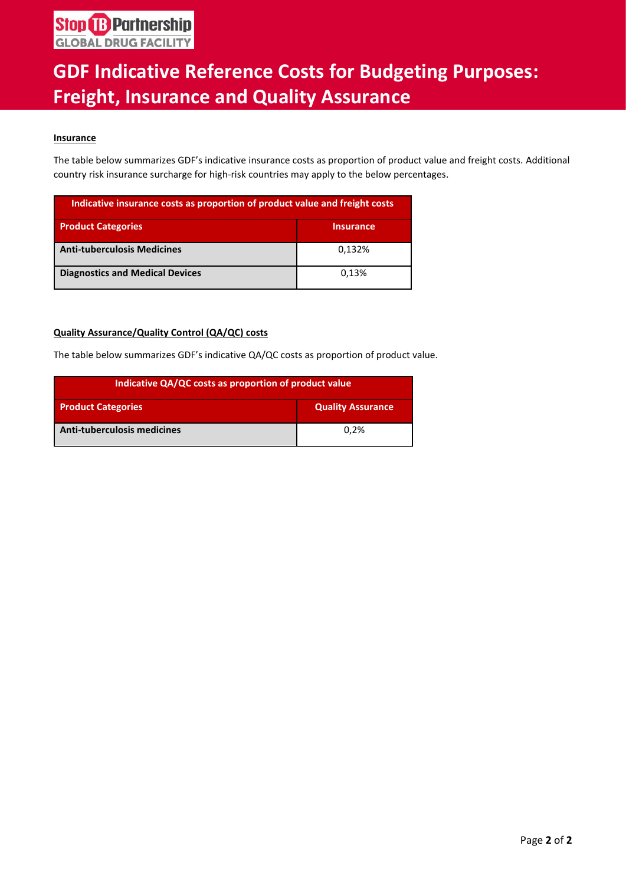# GDF Indicative Reference Costs for Budgeting Purposes: Freight, Insurance and Quality Assurance

**Insurance**

The table below summarizes GDF's indicative insurance costs as proportion of product value and freight costs. Additional country risk insurance surcharge for high-risk countries may apply to the below percentages.

| Indicative insurance costs as proportion of product value and freight costs | |
|---|---|
| **Product Categories** | **Insurance** |
| **Anti-tuberculosis Medicines** | 0,132% |
| **Diagnostics and Medical Devices** | 0,13% |

**Quality Assurance/Quality Control (QA/QC) costs**

The table below summarizes GDF's indicative QA/QC costs as proportion of product value.

| Indicative QA/QC costs as proportion of product value | |
|---|---|
| **Product Categories** | **Quality Assurance** |
| **Anti-tuberculosis medicines** | 0,2% |